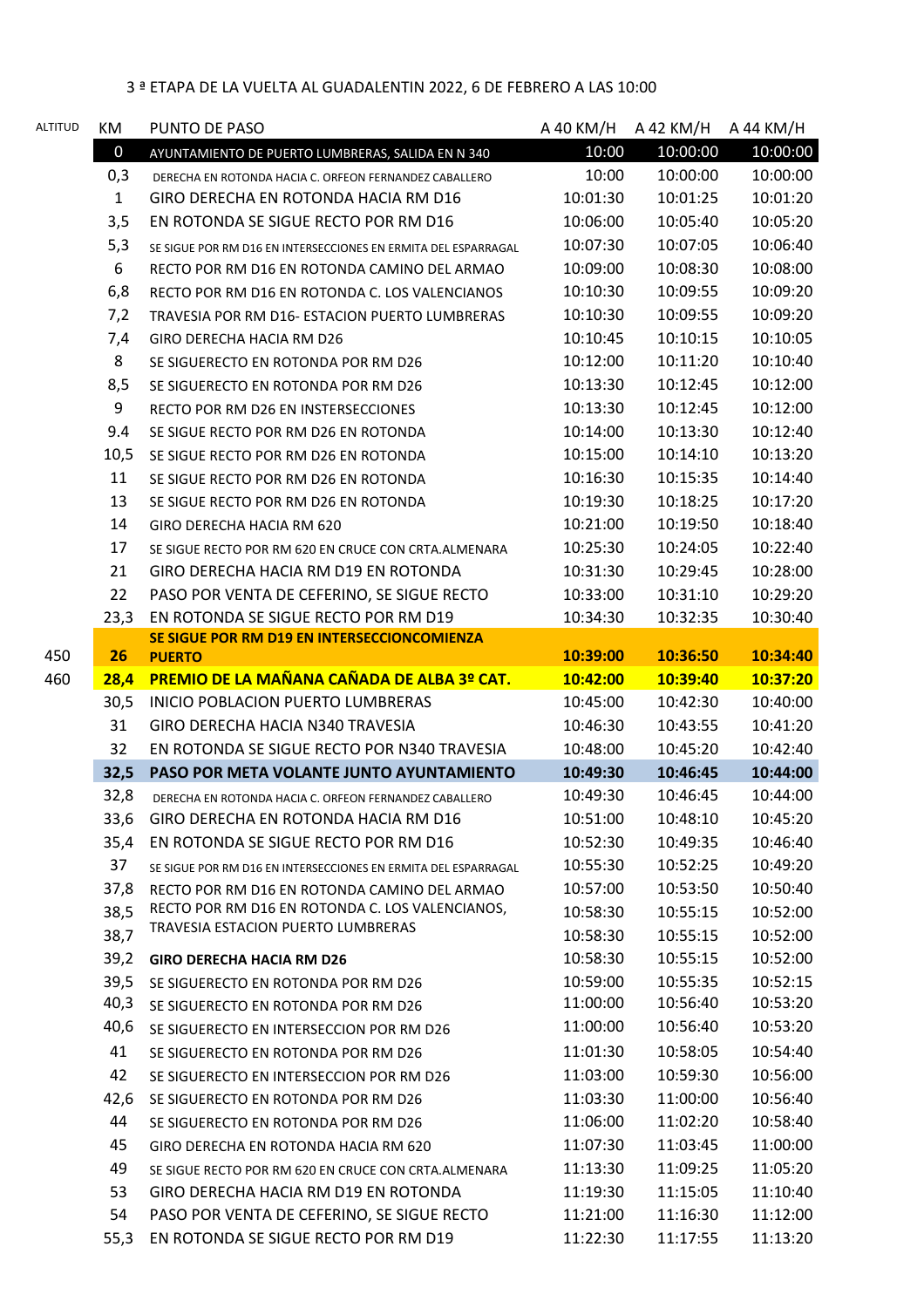3 ª ETAPA DE LA VUELTA AL GUADALENTIN 2022, 6 DE FEBRERO A LAS 10:00

| ALTITUD | KM | PUNTO DE PASO | A 40 KM/H | A 42 KM/H | A 44 KM/H |
|---|---|---|---|---|---|
| | 0 | AYUNTAMIENTO DE PUERTO LUMBRERAS, SALIDA EN N 340 | 10:00 | 10:00:00 | 10:00:00 |
| | 0,3 | DERECHA EN ROTONDA HACIA C. ORFEON FERNANDEZ CABALLERO | 10:00 | 10:00:00 | 10:00:00 |
| | 1 | GIRO DERECHA EN ROTONDA HACIA RM D16 | 10:01:30 | 10:01:25 | 10:01:20 |
| | 3,5 | EN ROTONDA SE SIGUE RECTO POR RM D16 | 10:06:00 | 10:05:40 | 10:05:20 |
| | 5,3 | SE SIGUE POR RM D16 EN INTERSECCIONES EN ERMITA DEL ESPARRAGAL | 10:07:30 | 10:07:05 | 10:06:40 |
| | 6 | RECTO POR RM D16 EN ROTONDA CAMINO DEL ARMAO | 10:09:00 | 10:08:30 | 10:08:00 |
| | 6,8 | RECTO POR RM D16 EN ROTONDA C. LOS VALENCIANOS | 10:10:30 | 10:09:55 | 10:09:20 |
| | 7,2 | TRAVESIA POR RM D16- ESTACION PUERTO LUMBRERAS | 10:10:30 | 10:09:55 | 10:09:20 |
| | 7,4 | GIRO DERECHA HACIA RM D26 | 10:10:45 | 10:10:15 | 10:10:05 |
| | 8 | SE SIGUERECTO EN ROTONDA POR RM D26 | 10:12:00 | 10:11:20 | 10:10:40 |
| | 8,5 | SE SIGUERECTO EN ROTONDA POR RM D26 | 10:13:30 | 10:12:45 | 10:12:00 |
| | 9 | RECTO POR RM D26 EN INSTERSECCIONES | 10:13:30 | 10:12:45 | 10:12:00 |
| | 9.4 | SE SIGUE RECTO POR RM D26 EN ROTONDA | 10:14:00 | 10:13:30 | 10:12:40 |
| | 10,5 | SE SIGUE RECTO POR RM D26 EN ROTONDA | 10:15:00 | 10:14:10 | 10:13:20 |
| | 11 | SE SIGUE RECTO POR RM D26 EN ROTONDA | 10:16:30 | 10:15:35 | 10:14:40 |
| | 13 | SE SIGUE RECTO POR RM D26 EN ROTONDA | 10:19:30 | 10:18:25 | 10:17:20 |
| | 14 | GIRO DERECHA HACIA RM 620 | 10:21:00 | 10:19:50 | 10:18:40 |
| | 17 | SE SIGUE RECTO POR RM 620 EN CRUCE CON CRTA.ALMENARA | 10:25:30 | 10:24:05 | 10:22:40 |
| | 21 | GIRO DERECHA HACIA RM D19 EN ROTONDA | 10:31:30 | 10:29:45 | 10:28:00 |
| | 22 | PASO POR VENTA DE CEFERINO, SE SIGUE RECTO | 10:33:00 | 10:31:10 | 10:29:20 |
| | 23,3 | EN ROTONDA SE SIGUE RECTO POR RM D19 | 10:34:30 | 10:32:35 | 10:30:40 |
| 450 | **26** | **SE SIGUE POR RM D19 EN INTERSECCIONCOMIENZA PUERTO** | **10:39:00** | **10:36:50** | **10:34:40** |
| 460 | **28,4** | **PREMIO DE LA MAÑANA CAÑADA DE ALBA 3º CAT.** | **10:42:00** | **10:39:40** | **10:37:20** |
| | 30,5 | INICIO POBLACION PUERTO LUMBRERAS | 10:45:00 | 10:42:30 | 10:40:00 |
| | 31 | GIRO DERECHA HACIA N340 TRAVESIA | 10:46:30 | 10:43:55 | 10:41:20 |
| | 32 | EN ROTONDA SE SIGUE RECTO POR N340 TRAVESIA | 10:48:00 | 10:45:20 | 10:42:40 |
| | **32,5** | **PASO POR META VOLANTE JUNTO AYUNTAMIENTO** | **10:49:30** | **10:46:45** | **10:44:00** |
| | 32,8 | DERECHA EN ROTONDA HACIA C. ORFEON FERNANDEZ CABALLERO | 10:49:30 | 10:46:45 | 10:44:00 |
| | 33,6 | GIRO DERECHA EN ROTONDA HACIA RM D16 | 10:51:00 | 10:48:10 | 10:45:20 |
| | 35,4 | EN ROTONDA SE SIGUE RECTO POR RM D16 | 10:52:30 | 10:49:35 | 10:46:40 |
| | 37 | SE SIGUE POR RM D16 EN INTERSECCIONES EN ERMITA DEL ESPARRAGAL | 10:55:30 | 10:52:25 | 10:49:20 |
| | 37,8 | RECTO POR RM D16 EN ROTONDA CAMINO DEL ARMAO | 10:57:00 | 10:53:50 | 10:50:40 |
| | 38,5 | RECTO POR RM D16 EN ROTONDA C. LOS VALENCIANOS, | 10:58:30 | 10:55:15 | 10:52:00 |
| | 38,7 | TRAVESIA ESTACION PUERTO LUMBRERAS | 10:58:30 | 10:55:15 | 10:52:00 |
| | 39,2 | **GIRO DERECHA HACIA RM D26** | 10:58:30 | 10:55:15 | 10:52:00 |
| | 39,5 | SE SIGUERECTO EN ROTONDA POR RM D26 | 10:59:00 | 10:55:35 | 10:52:15 |
| | 40,3 | SE SIGUERECTO EN ROTONDA POR RM D26 | 11:00:00 | 10:56:40 | 10:53:20 |
| | 40,6 | SE SIGUERECTO EN INTERSECCION POR RM D26 | 11:00:00 | 10:56:40 | 10:53:20 |
| | 41 | SE SIGUERECTO EN ROTONDA POR RM D26 | 11:01:30 | 10:58:05 | 10:54:40 |
| | 42 | SE SIGUERECTO EN INTERSECCION POR RM D26 | 11:03:00 | 10:59:30 | 10:56:00 |
| | 42,6 | SE SIGUERECTO EN ROTONDA POR RM D26 | 11:03:30 | 11:00:00 | 10:56:40 |
| | 44 | SE SIGUERECTO EN ROTONDA POR RM D26 | 11:06:00 | 11:02:20 | 10:58:40 |
| | 45 | GIRO DERECHA EN ROTONDA HACIA RM 620 | 11:07:30 | 11:03:45 | 11:00:00 |
| | 49 | SE SIGUE RECTO POR RM 620 EN CRUCE CON CRTA.ALMENARA | 11:13:30 | 11:09:25 | 11:05:20 |
| | 53 | GIRO DERECHA HACIA RM D19 EN ROTONDA | 11:19:30 | 11:15:05 | 11:10:40 |
| | 54 | PASO POR VENTA DE CEFERINO, SE SIGUE RECTO | 11:21:00 | 11:16:30 | 11:12:00 |
| | 55,3 | EN ROTONDA SE SIGUE RECTO POR RM D19 | 11:22:30 | 11:17:55 | 11:13:20 |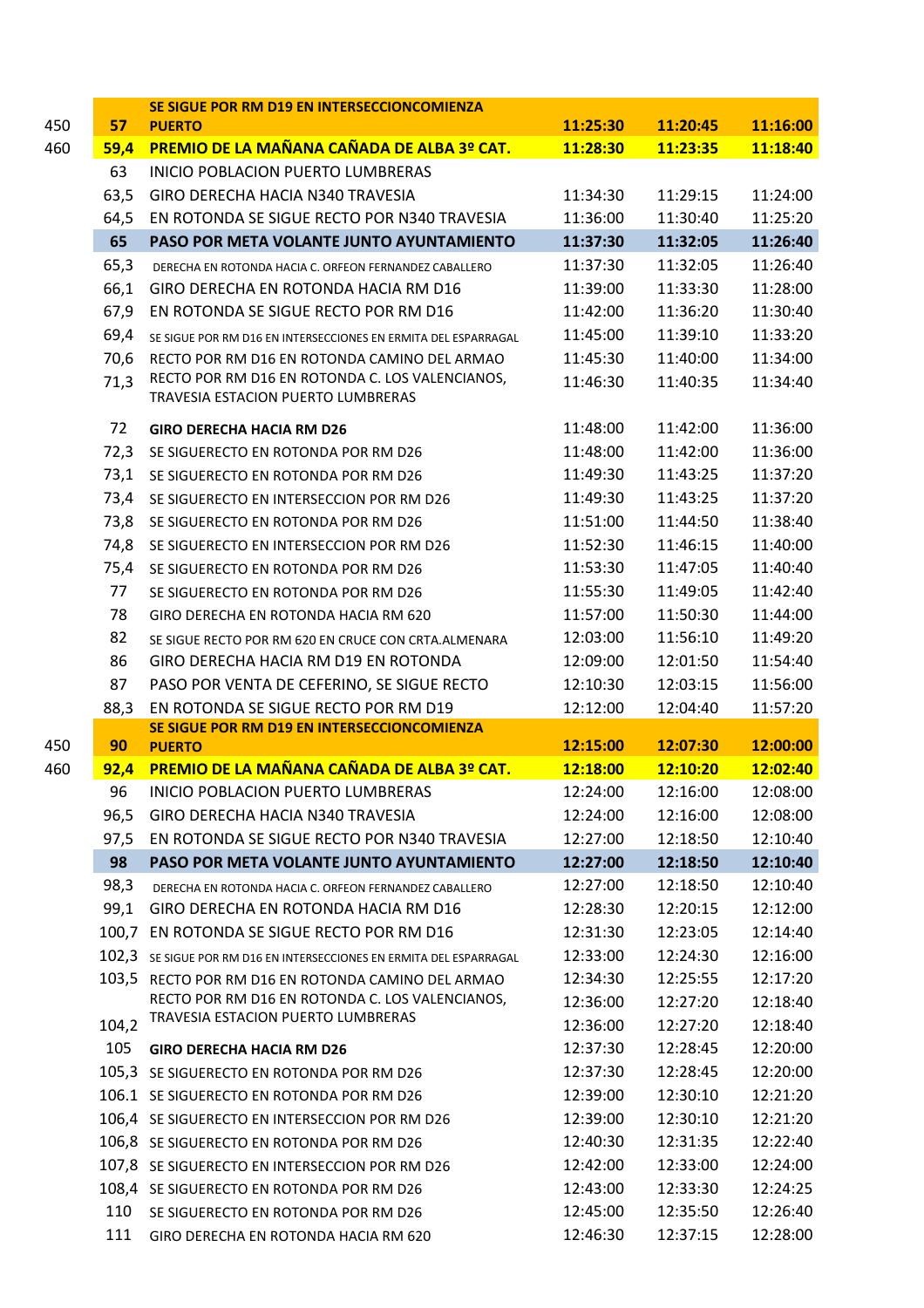|  | Km | Descripción | | | |
|---|---|---|---|---|---|
| 450 | **57** | **SE SIGUE POR RM D19 EN INTERSECCIONCOMIENZA PUERTO** | **11:25:30** | **11:20:45** | **11:16:00** |
| 460 | **59,4** | **PREMIO DE LA MAÑANA CAÑADA DE ALBA 3º CAT.** | **11:28:30** | **11:23:35** | **11:18:40** |
|  | 63 | INICIO POBLACION PUERTO LUMBRERAS | | | |
|  | 63,5 | GIRO DERECHA HACIA N340 TRAVESIA | 11:34:30 | 11:29:15 | 11:24:00 |
|  | 64,5 | EN ROTONDA SE SIGUE RECTO POR N340 TRAVESIA | 11:36:00 | 11:30:40 | 11:25:20 |
|  | **65** | **PASO POR META VOLANTE JUNTO AYUNTAMIENTO** | **11:37:30** | **11:32:05** | **11:26:40** |
|  | 65,3 | DERECHA EN ROTONDA HACIA C. ORFEON FERNANDEZ CABALLERO | 11:37:30 | 11:32:05 | 11:26:40 |
|  | 66,1 | GIRO DERECHA EN ROTONDA HACIA RM D16 | 11:39:00 | 11:33:30 | 11:28:00 |
|  | 67,9 | EN ROTONDA SE SIGUE RECTO POR RM D16 | 11:42:00 | 11:36:20 | 11:30:40 |
|  | 69,4 | SE SIGUE POR RM D16 EN INTERSECCIONES EN ERMITA DEL ESPARRAGAL | 11:45:00 | 11:39:10 | 11:33:20 |
|  | 70,6 | RECTO POR RM D16 EN ROTONDA CAMINO DEL ARMAO | 11:45:30 | 11:40:00 | 11:34:00 |
|  | 71,3 | RECTO POR RM D16 EN ROTONDA C. LOS VALENCIANOS, TRAVESIA ESTACION PUERTO LUMBRERAS | 11:46:30 | 11:40:35 | 11:34:40 |
|  | 72 | **GIRO DERECHA HACIA RM D26** | 11:48:00 | 11:42:00 | 11:36:00 |
|  | 72,3 | SE SIGUERECTO EN ROTONDA POR RM D26 | 11:48:00 | 11:42:00 | 11:36:00 |
|  | 73,1 | SE SIGUERECTO EN ROTONDA POR RM D26 | 11:49:30 | 11:43:25 | 11:37:20 |
|  | 73,4 | SE SIGUERECTO EN INTERSECCION POR RM D26 | 11:49:30 | 11:43:25 | 11:37:20 |
|  | 73,8 | SE SIGUERECTO EN ROTONDA POR RM D26 | 11:51:00 | 11:44:50 | 11:38:40 |
|  | 74,8 | SE SIGUERECTO EN INTERSECCION POR RM D26 | 11:52:30 | 11:46:15 | 11:40:00 |
|  | 75,4 | SE SIGUERECTO EN ROTONDA POR RM D26 | 11:53:30 | 11:47:05 | 11:40:40 |
|  | 77 | SE SIGUERECTO EN ROTONDA POR RM D26 | 11:55:30 | 11:49:05 | 11:42:40 |
|  | 78 | GIRO DERECHA EN ROTONDA HACIA RM 620 | 11:57:00 | 11:50:30 | 11:44:00 |
|  | 82 | SE SIGUE RECTO POR RM 620 EN CRUCE CON CRTA.ALMENARA | 12:03:00 | 11:56:10 | 11:49:20 |
|  | 86 | GIRO DERECHA HACIA RM D19 EN ROTONDA | 12:09:00 | 12:01:50 | 11:54:40 |
|  | 87 | PASO POR VENTA DE CEFERINO, SE SIGUE RECTO | 12:10:30 | 12:03:15 | 11:56:00 |
|  | 88,3 | EN ROTONDA SE SIGUE RECTO POR RM D19 | 12:12:00 | 12:04:40 | 11:57:20 |
| 450 | **90** | **SE SIGUE POR RM D19 EN INTERSECCIONCOMIENZA PUERTO** | **12:15:00** | **12:07:30** | **12:00:00** |
| 460 | **92,4** | **PREMIO DE LA MAÑANA CAÑADA DE ALBA 3º CAT.** | **12:18:00** | **12:10:20** | **12:02:40** |
|  | 96 | INICIO POBLACION PUERTO LUMBRERAS | 12:24:00 | 12:16:00 | 12:08:00 |
|  | 96,5 | GIRO DERECHA HACIA N340 TRAVESIA | 12:24:00 | 12:16:00 | 12:08:00 |
|  | 97,5 | EN ROTONDA SE SIGUE RECTO POR N340 TRAVESIA | 12:27:00 | 12:18:50 | 12:10:40 |
|  | **98** | **PASO POR META VOLANTE JUNTO AYUNTAMIENTO** | **12:27:00** | **12:18:50** | **12:10:40** |
|  | 98,3 | DERECHA EN ROTONDA HACIA C. ORFEON FERNANDEZ CABALLERO | 12:27:00 | 12:18:50 | 12:10:40 |
|  | 99,1 | GIRO DERECHA EN ROTONDA HACIA RM D16 | 12:28:30 | 12:20:15 | 12:12:00 |
|  | 100,7 | EN ROTONDA SE SIGUE RECTO POR RM D16 | 12:31:30 | 12:23:05 | 12:14:40 |
|  | 102,3 | SE SIGUE POR RM D16 EN INTERSECCIONES EN ERMITA DEL ESPARRAGAL | 12:33:00 | 12:24:30 | 12:16:00 |
|  | 103,5 | RECTO POR RM D16 EN ROTONDA CAMINO DEL ARMAO | 12:34:30 | 12:25:55 | 12:17:20 |
|  |  | RECTO POR RM D16 EN ROTONDA C. LOS VALENCIANOS, | 12:36:00 | 12:27:20 | 12:18:40 |
|  | 104,2 | TRAVESIA ESTACION PUERTO LUMBRERAS | 12:36:00 | 12:27:20 | 12:18:40 |
|  | 105 | **GIRO DERECHA HACIA RM D26** | 12:37:30 | 12:28:45 | 12:20:00 |
|  | 105,3 | SE SIGUERECTO EN ROTONDA POR RM D26 | 12:37:30 | 12:28:45 | 12:20:00 |
|  | 106.1 | SE SIGUERECTO EN ROTONDA POR RM D26 | 12:39:00 | 12:30:10 | 12:21:20 |
|  | 106,4 | SE SIGUERECTO EN INTERSECCION POR RM D26 | 12:39:00 | 12:30:10 | 12:21:20 |
|  | 106,8 | SE SIGUERECTO EN ROTONDA POR RM D26 | 12:40:30 | 12:31:35 | 12:22:40 |
|  | 107,8 | SE SIGUERECTO EN INTERSECCION POR RM D26 | 12:42:00 | 12:33:00 | 12:24:00 |
|  | 108,4 | SE SIGUERECTO EN ROTONDA POR RM D26 | 12:43:00 | 12:33:30 | 12:24:25 |
|  | 110 | SE SIGUERECTO EN ROTONDA POR RM D26 | 12:45:00 | 12:35:50 | 12:26:40 |
|  | 111 | GIRO DERECHA EN ROTONDA HACIA RM 620 | 12:46:30 | 12:37:15 | 12:28:00 |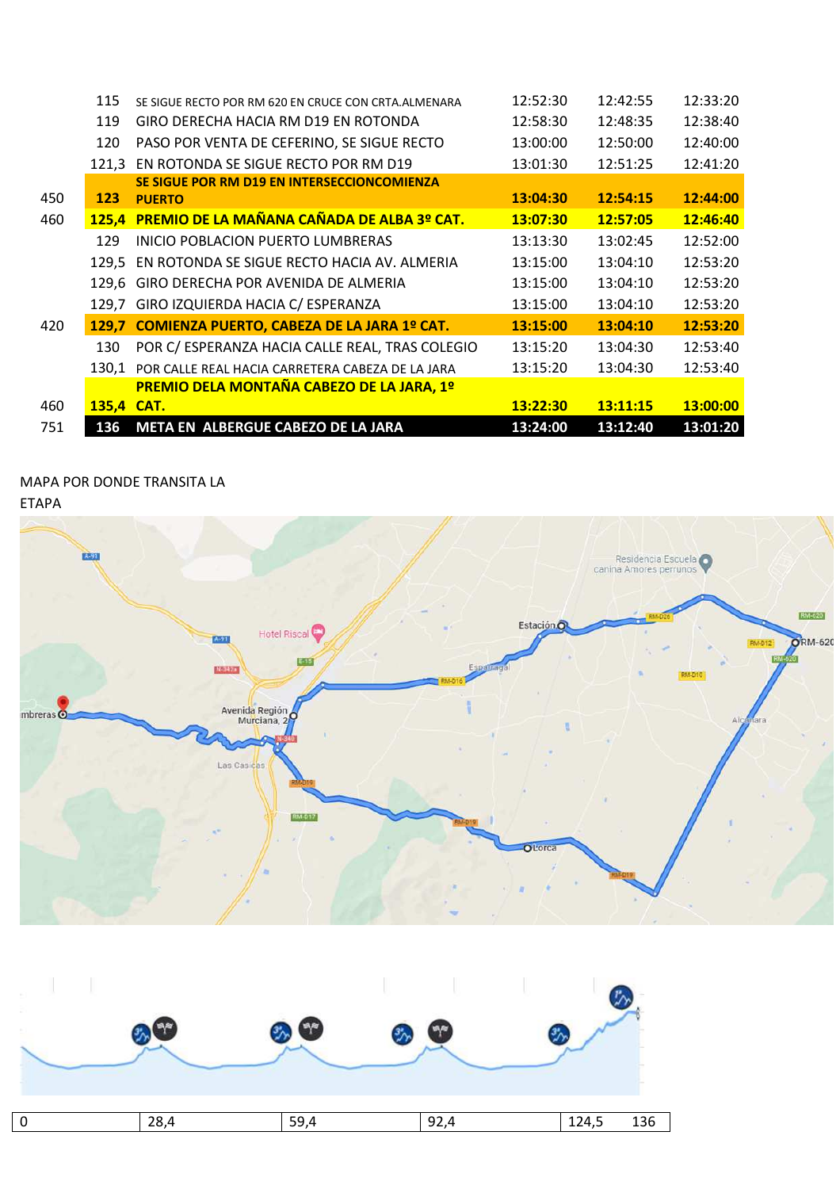|  |  |  |  |  |  |
|---|---|---|---|---|---|
|  | 115 | SE SIGUE RECTO POR RM 620 EN CRUCE CON CRTA.ALMENARA | 12:52:30 | 12:42:55 | 12:33:20 |
|  | 119 | GIRO DERECHA HACIA RM D19 EN ROTONDA | 12:58:30 | 12:48:35 | 12:38:40 |
|  | 120 | PASO POR VENTA DE CEFERINO, SE SIGUE RECTO | 13:00:00 | 12:50:00 | 12:40:00 |
|  | 121,3 | EN ROTONDA SE SIGUE RECTO POR RM D19 | 13:01:30 | 12:51:25 | 12:41:20 |
| 450 | **123** | **SE SIGUE POR RM D19 EN INTERSECCIONCOMIENZA PUERTO** | **13:04:30** | **12:54:15** | **12:44:00** |
| 460 | **125,4** | **PREMIO DE LA MAÑANA CAÑADA DE ALBA 3º CAT.** | **13:07:30** | **12:57:05** | **12:46:40** |
|  | 129 | INICIO POBLACION PUERTO LUMBRERAS | 13:13:30 | 13:02:45 | 12:52:00 |
|  | 129,5 | EN ROTONDA SE SIGUE RECTO HACIA AV. ALMERIA | 13:15:00 | 13:04:10 | 12:53:20 |
|  | 129,6 | GIRO DERECHA POR AVENIDA DE ALMERIA | 13:15:00 | 13:04:10 | 12:53:20 |
|  | 129,7 | GIRO IZQUIERDA HACIA C/ ESPERANZA | 13:15:00 | 13:04:10 | 12:53:20 |
| 420 | **129,7** | **COMIENZA PUERTO, CABEZA DE LA JARA 1º CAT.** | **13:15:00** | **13:04:10** | **12:53:20** |
|  | 130 | POR C/ ESPERANZA HACIA CALLE REAL, TRAS COLEGIO | 13:15:20 | 13:04:30 | 12:53:40 |
|  | 130,1 | POR CALLE REAL HACIA CARRETERA CABEZA DE LA JARA | 13:15:20 | 13:04:30 | 12:53:40 |
| 460 | **135,4** | **PREMIO DELA MONTAÑA CABEZO DE LA JARA, 1º CAT.** | **13:22:30** | **13:11:15** | **13:00:00** |
| 751 | **136** | **META EN ALBERGUE CABEZO DE LA JARA** | **13:24:00** | **13:12:40** | **13:01:20** |

MAPA POR DONDE TRANSITA LA ETAPA

| 0 | 28,4 | 59,4 | 92,4 | 124,5 136 |
|---|---|---|---|---|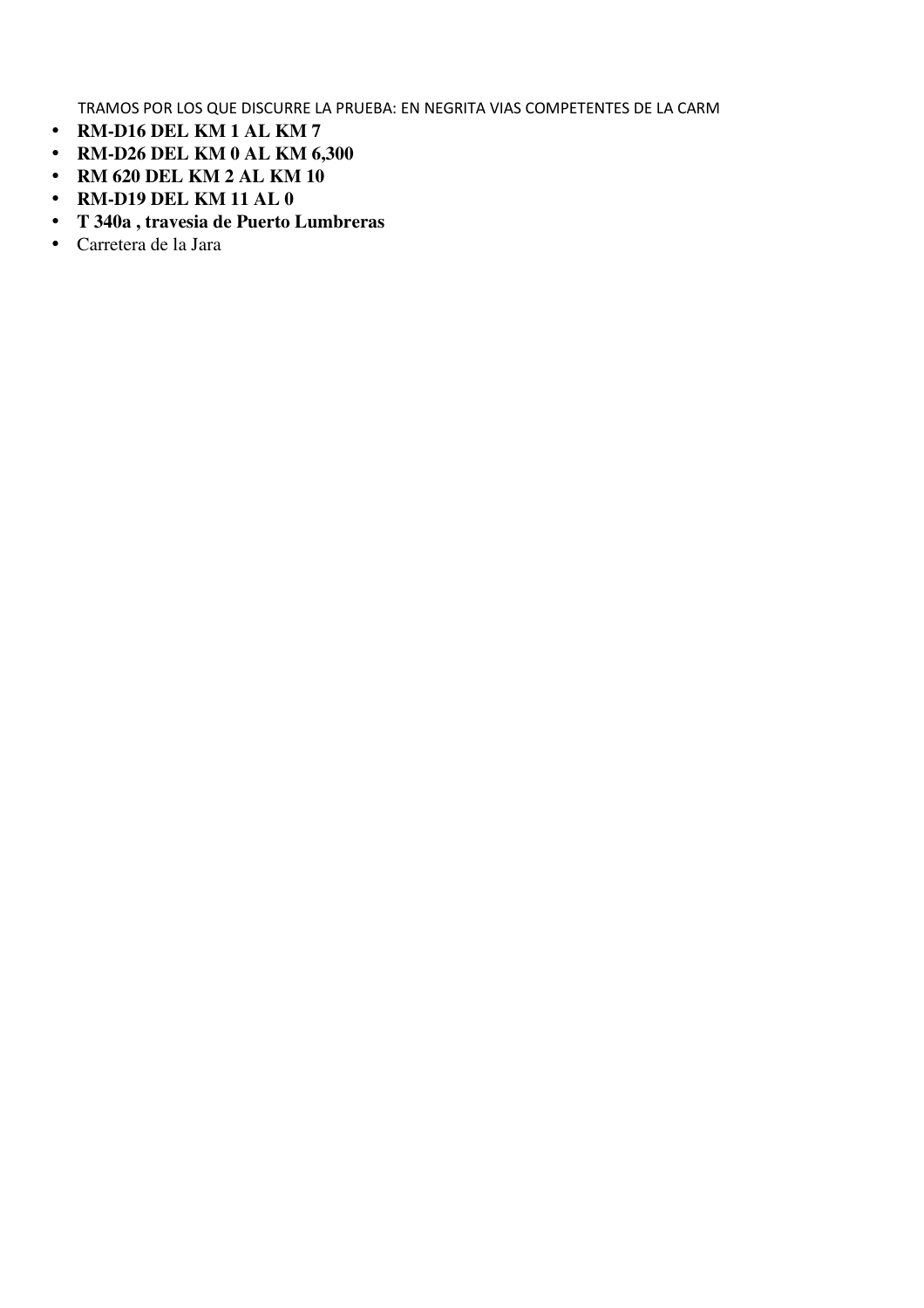TRAMOS POR LOS QUE DISCURRE LA PRUEBA: EN NEGRITA VIAS COMPETENTES DE LA CARM

- **RM-D16 DEL KM 1 AL KM 7**
- **RM-D26 DEL KM 0 AL KM 6,300**
- **RM 620 DEL KM 2 AL KM 10**
- **RM-D19 DEL KM 11 AL 0**
- **T 340a , travesia de Puerto Lumbreras**
- Carretera de la Jara